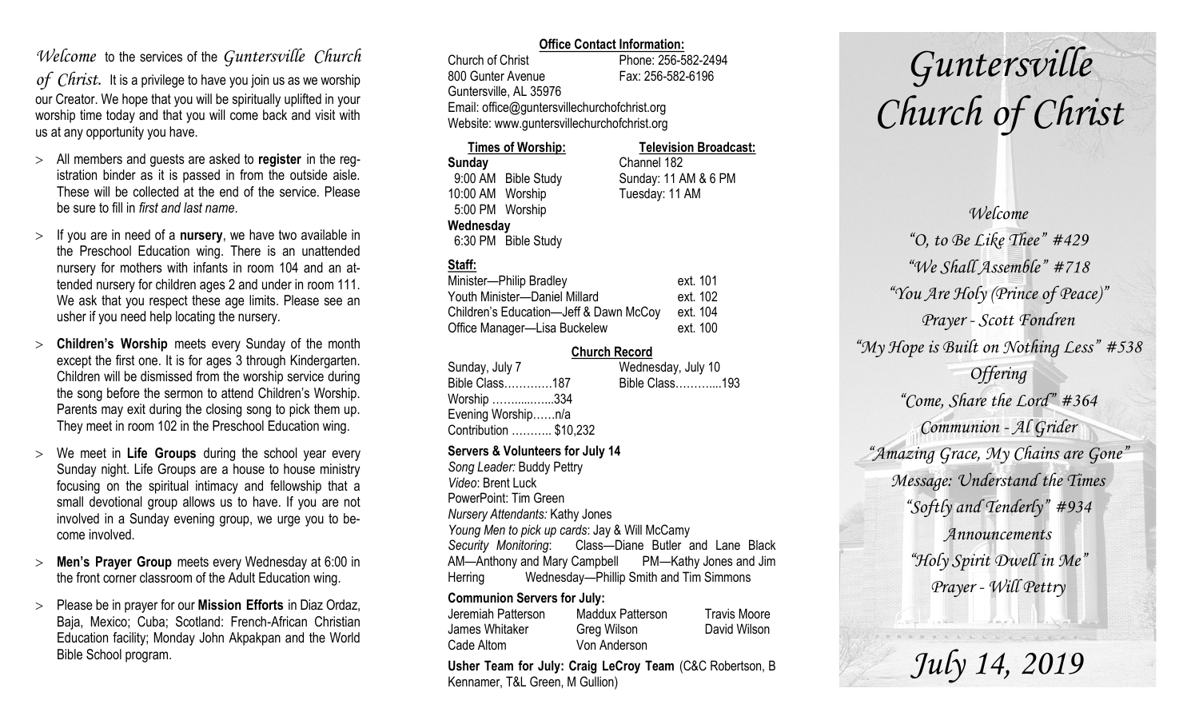*Welcome* to the services of the *Guntersville Church of Christ.* It is a privilege to have you join us as we worship our Creator. We hope that you will be spiritually uplifted in your worship time today and that you will come back and visit with us at any opportunity you have.

- All members and guests are asked to **register** in the registration binder as it is passed in from the outside aisle. These will be collected at the end of the service. Please be sure to fill in *first and last name*.
- If you are in need of a **nursery**, we have two available in the Preschool Education wing. There is an unattended nursery for mothers with infants in room 104 and an attended nursery for children ages 2 and under in room 111. We ask that you respect these age limits. Please see an usher if you need help locating the nursery.
- **Children's Worship** meets every Sunday of the month except the first one. It is for ages 3 through Kindergarten. Children will be dismissed from the worship service during the song before the sermon to attend Children's Worship. Parents may exit during the closing song to pick them up. They meet in room 102 in the Preschool Education wing.
- We meet in **Life Groups** during the school year every Sunday night. Life Groups are a house to house ministry focusing on the spiritual intimacy and fellowship that a small devotional group allows us to have. If you are not involved in a Sunday evening group, we urge you to become involved.
- **Men's Prayer Group** meets every Wednesday at 6:00 in the front corner classroom of the Adult Education wing.
- Please be in prayer for our **Mission Efforts** in Diaz Ordaz, Baja, Mexico; Cuba; Scotland: French-African Christian Education facility; Monday John Akpakpan and the World Bible School program.

**Office Contact Information:**

Church of Christ — Phone: 256-582-2494
800 Gunter Avenue — Fax: 256-582-6196
Guntersville, AL 35976
Email: office@guntersvillechurchofchrist.org
Website: www.guntersvillechurchofchrist.org

**Times of Worship:**
**Sunday**
9:00 AM Bible Study
10:00 AM Worship
5:00 PM Worship
**Wednesday**
6:30 PM Bible Study

**Television Broadcast:**
Channel 182
Sunday: 11 AM & 6 PM
Tuesday: 11 AM

**Staff:**

| | |
|---|---|
| Minister—Philip Bradley | ext. 101 |
| Youth Minister—Daniel Millard | ext. 102 |
| Children's Education—Jeff & Dawn McCoy | ext. 104 |
| Office Manager—Lisa Buckelew | ext. 100 |

**Church Record**

| Sunday, July 7 | Wednesday, July 10 |
|---|---|
| Bible Class…………187 | Bible Class………....193 |
| Worship ……......…..334 | |
| Evening Worship……n/a | |
| Contribution ……….. $10,232 | |

**Servers & Volunteers for July 14**
*Song Leader:* Buddy Pettry
*Video*: Brent Luck
PowerPoint: Tim Green
*Nursery Attendants:* Kathy Jones
*Young Men to pick up cards*: Jay & Will McCamy
*Security Monitoring*: Class—Diane Butler and Lane Black AM—Anthony and Mary Campbell PM—Kathy Jones and Jim Herring Wednesday—Phillip Smith and Tim Simmons

**Communion Servers for July:**

| | | |
|---|---|---|
| Jeremiah Patterson | Maddux Patterson | Travis Moore |
| James Whitaker | Greg Wilson | David Wilson |
| Cade Altom | Von Anderson | |

**Usher Team for July: Craig LeCroy Team** (C&C Robertson, B Kennamer, T&L Green, M Gullion)

# *Guntersville Church of Christ*

*Welcome*
*"O, to Be Like Thee" #429*
*"We Shall Assemble" #718*
*"You Are Holy (Prince of Peace)"*
*Prayer - Scott Fondren*
*"My Hope is Built on Nothing Less" #538*
*Offering*
*"Come, Share the Lord" #364*
*Communion - Al Grider*
*"Amazing Grace, My Chains are Gone"*
*Message: Understand the Times*
*"Softly and Tenderly" #934*
*Announcements*
*"Holy Spirit Dwell in Me"*
*Prayer - Will Pettry*

*July 14, 2019*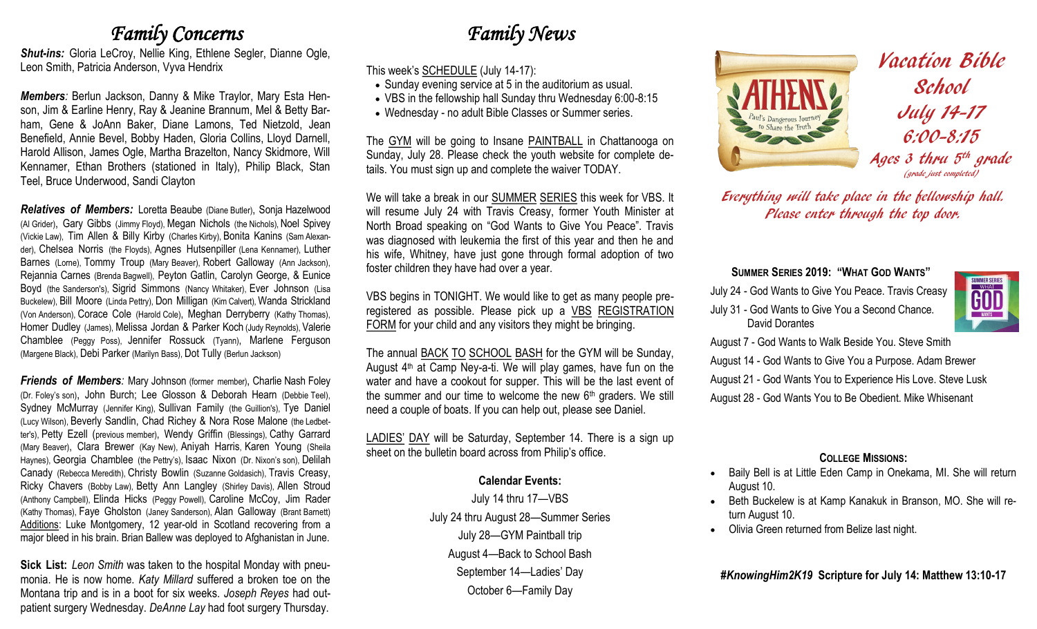# Family Concerns

***Shut-ins:*** Gloria LeCroy, Nellie King, Ethlene Segler, Dianne Ogle, Leon Smith, Patricia Anderson, Vyva Hendrix

***Members:*** Berlun Jackson, Danny & Mike Traylor, Mary Esta Henson, Jim & Earline Henry, Ray & Jeanine Brannum, Mel & Betty Barham, Gene & JoAnn Baker, Diane Lamons, Ted Nietzold, Jean Benefield, Annie Bevel, Bobby Haden, Gloria Collins, Lloyd Darnell, Harold Allison, James Ogle, Martha Brazelton, Nancy Skidmore, Will Kennamer, Ethan Brothers (stationed in Italy), Philip Black, Stan Teel, Bruce Underwood, Sandi Clayton

***Relatives of Members:*** Loretta Beaube (Diane Butler), Sonja Hazelwood (Al Grider), Gary Gibbs (Jimmy Floyd), Megan Nichols (the Nichols), Noel Spivey (Vickie Law), Tim Allen & Billy Kirby (Charles Kirby), Bonita Kanins (Sam Alexander), Chelsea Norris (the Floyds), Agnes Hutsenpiller (Lena Kennamer), Luther Barnes (Lorne), Tommy Troup (Mary Beaver), Robert Galloway (Ann Jackson), Rejannia Carnes (Brenda Bagwell), Peyton Gatlin, Carolyn George, & Eunice Boyd (the Sanderson's), Sigrid Simmons (Nancy Whitaker), Ever Johnson (Lisa Buckelew), Bill Moore (Linda Pettry), Don Milligan (Kim Calvert), Wanda Strickland (Von Anderson), Corace Cole (Harold Cole), Meghan Derryberry (Kathy Thomas), Homer Dudley (James), Melissa Jordan & Parker Koch (Judy Reynolds), Valerie Chamblee (Peggy Poss), Jennifer Rossuck (Tyann), Marlene Ferguson (Margene Black), Debi Parker (Marilyn Bass), Dot Tully (Berlun Jackson)

***Friends of Members:*** Mary Johnson (former member), Charlie Nash Foley (Dr. Foley's son), John Burch; Lee Glosson & Deborah Hearn (Debbie Teel), Sydney McMurray (Jennifer King), Sullivan Family (the Guillion's), Tye Daniel (Lucy Wilson), Beverly Sandlin, Chad Richey & Nora Rose Malone (the Ledbetter's), Petty Ezell (previous member), Wendy Griffin (Blessings), Cathy Garrard (Mary Beaver), Clara Brewer (Kay New), Aniyah Harris, Karen Young (Sheila Haynes), Georgia Chamblee (the Pettry's), Isaac Nixon (Dr. Nixon's son), Delilah Canady (Rebecca Meredith), Christy Bowlin (Suzanne Goldasich), Travis Creasy, Ricky Chavers (Bobby Law), Betty Ann Langley (Shirley Davis), Allen Stroud (Anthony Campbell), Elinda Hicks (Peggy Powell), Caroline McCoy, Jim Rader (Kathy Thomas), Faye Gholston (Janey Sanderson), Alan Galloway (Brant Barnett)
Additions: Luke Montgomery, 12 year-old in Scotland recovering from a major bleed in his brain. Brian Ballew was deployed to Afghanistan in June.

**Sick List:** *Leon Smith* was taken to the hospital Monday with pneumonia. He is now home. *Katy Millard* suffered a broken toe on the Montana trip and is in a boot for six weeks. *Joseph Reyes* had outpatient surgery Wednesday. *DeAnne Lay* had foot surgery Thursday.

# Family News

This week's SCHEDULE (July 14-17):

- Sunday evening service at 5 in the auditorium as usual.
- VBS in the fellowship hall Sunday thru Wednesday 6:00-8:15
- Wednesday - no adult Bible Classes or Summer series.

The GYM will be going to Insane PAINTBALL in Chattanooga on Sunday, July 28. Please check the youth website for complete details. You must sign up and complete the waiver TODAY.

We will take a break in our SUMMER SERIES this week for VBS. It will resume July 24 with Travis Creasy, former Youth Minister at North Broad speaking on "God Wants to Give You Peace". Travis was diagnosed with leukemia the first of this year and then he and his wife, Whitney, have just gone through formal adoption of two foster children they have had over a year.

VBS begins in TONIGHT. We would like to get as many people pre-registered as possible. Please pick up a VBS REGISTRATION FORM for your child and any visitors they might be bringing.

The annual BACK TO SCHOOL BASH for the GYM will be Sunday, August 4th at Camp Ney-a-ti. We will play games, have fun on the water and have a cookout for supper. This will be the last event of the summer and our time to welcome the new 6th graders. We still need a couple of boats. If you can help out, please see Daniel.

LADIES' DAY will be Saturday, September 14. There is a sign up sheet on the bulletin board across from Philip's office.

**Calendar Events:**

July 14 thru 17—VBS
July 24 thru August 28—Summer Series
July 28—GYM Paintball trip
August 4—Back to School Bash
September 14—Ladies' Day
October 6—Family Day

ATHENS
Paul's Dangerous Journey to Share the Truth

*Vacation Bible School*
*July 14-17*
*6:00-8:15*
*Ages 3 thru 5th grade*
*(grade just completed)*

*Everything will take place in the fellowship hall. Please enter through the top door.*

**SUMMER SERIES 2019: "WHAT GOD WANTS"**

July 24 - God Wants to Give You Peace. Travis Creasy
July 31 - God Wants to Give You a Second Chance. David Dorantes
August 7 - God Wants to Walk Beside You. Steve Smith
August 14 - God Wants to Give You a Purpose. Adam Brewer
August 21 - God Wants You to Experience His Love. Steve Lusk
August 28 - God Wants You to Be Obedient. Mike Whisenant

**COLLEGE MISSIONS:**

- Baily Bell is at Little Eden Camp in Onekama, MI. She will return August 10.
- Beth Buckelew is at Kamp Kanakuk in Branson, MO. She will return August 10.
- Olivia Green returned from Belize last night.

***#KnowingHim2K19*** **Scripture for July 14: Matthew 13:10-17**